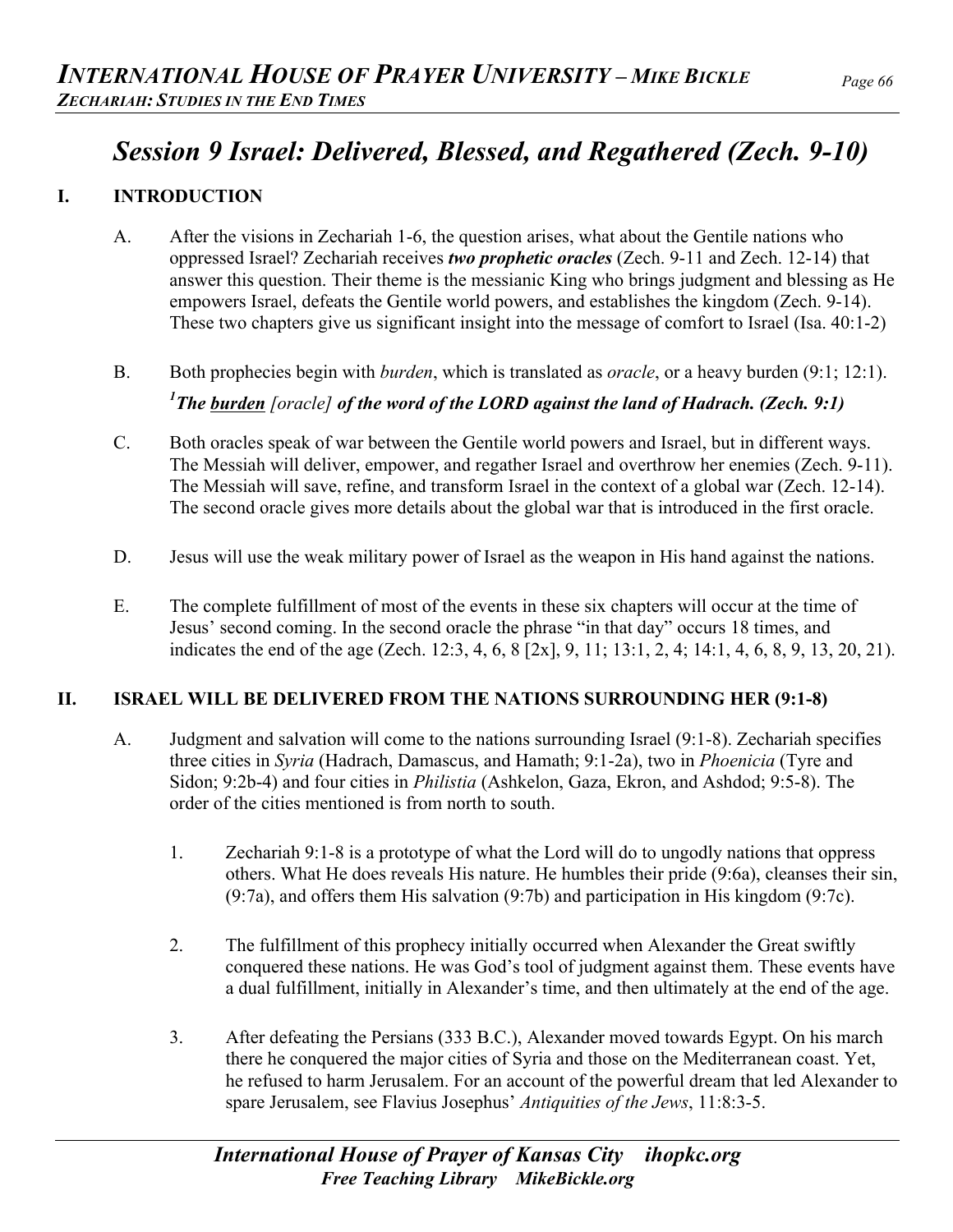# *Session 9 Israel: Delivered, Blessed, and Regathered (Zech. 9-10)*

## I. INTRODUCTION

A. After the visions in Zechariah 1-6, the question arises, what about the Gentile nations who oppressed Israel? Zechariah receives ***two prophetic oracles*** (Zech. 9-11 and Zech. 12-14) that answer this question. Their theme is the messianic King who brings judgment and blessing as He empowers Israel, defeats the Gentile world powers, and establishes the kingdom (Zech. 9-14). These two chapters give us significant insight into the message of comfort to Israel (Isa. 40:1-2)

B. Both prophecies begin with *burden*, which is translated as *oracle*, or a heavy burden (9:1; 12:1).

***[1]The <u>burden</u>*** *[oracle]* ***of the word of the LORD against the land of Hadrach. (Zech. 9:1)***

C. Both oracles speak of war between the Gentile world powers and Israel, but in different ways. The Messiah will deliver, empower, and regather Israel and overthrow her enemies (Zech. 9-11). The Messiah will save, refine, and transform Israel in the context of a global war (Zech. 12-14). The second oracle gives more details about the global war that is introduced in the first oracle.

D. Jesus will use the weak military power of Israel as the weapon in His hand against the nations.

E. The complete fulfillment of most of the events in these six chapters will occur at the time of Jesus' second coming. In the second oracle the phrase "in that day" occurs 18 times, and indicates the end of the age (Zech. 12:3, 4, 6, 8 [2x], 9, 11; 13:1, 2, 4; 14:1, 4, 6, 8, 9, 13, 20, 21).

## II. ISRAEL WILL BE DELIVERED FROM THE NATIONS SURROUNDING HER (9:1-8)

A. Judgment and salvation will come to the nations surrounding Israel (9:1-8). Zechariah specifies three cities in *Syria* (Hadrach, Damascus, and Hamath; 9:1-2a), two in *Phoenicia* (Tyre and Sidon; 9:2b-4) and four cities in *Philistia* (Ashkelon, Gaza, Ekron, and Ashdod; 9:5-8). The order of the cities mentioned is from north to south.

1. Zechariah 9:1-8 is a prototype of what the Lord will do to ungodly nations that oppress others. What He does reveals His nature. He humbles their pride (9:6a), cleanses their sin, (9:7a), and offers them His salvation (9:7b) and participation in His kingdom (9:7c).

2. The fulfillment of this prophecy initially occurred when Alexander the Great swiftly conquered these nations. He was God's tool of judgment against them. These events have a dual fulfillment, initially in Alexander's time, and then ultimately at the end of the age.

3. After defeating the Persians (333 B.C.), Alexander moved towards Egypt. On his march there he conquered the major cities of Syria and those on the Mediterranean coast. Yet, he refused to harm Jerusalem. For an account of the powerful dream that led Alexander to spare Jerusalem, see Flavius Josephus' *Antiquities of the Jews*, 11:8:3-5.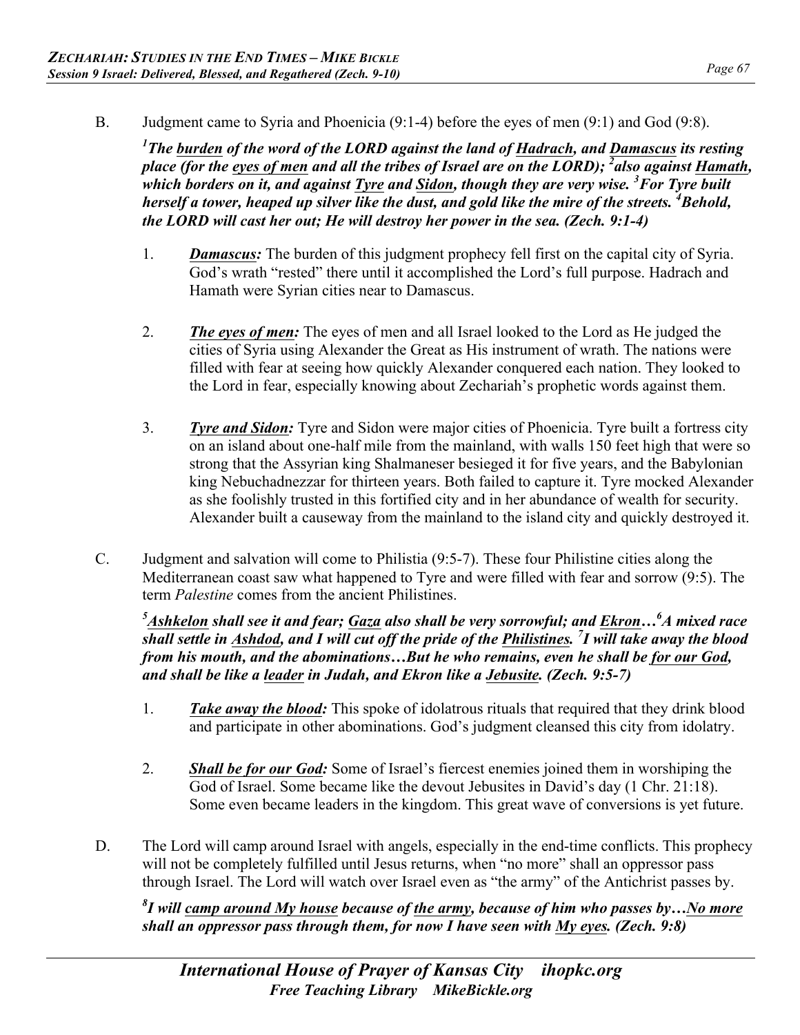B. Judgment came to Syria and Phoenicia (9:1-4) before the eyes of men (9:1) and God (9:8).

***[1]The <u>burden</u> of the word of the LORD against the land of <u>Hadrach</u>, and <u>Damascus</u> its resting place (for the <u>eyes of men</u> and all the tribes of Israel are on the LORD); [2]also against <u>Hamath</u>, which borders on it, and against <u>Tyre</u> and <u>Sidon</u>, though they are very wise. [3]For Tyre built herself a tower, heaped up silver like the dust, and gold like the mire of the streets. [4]Behold, the LORD will cast her out; He will destroy her power in the sea. (Zech. 9:1-4)***

1. ***<u>Damascus</u>:*** The burden of this judgment prophecy fell first on the capital city of Syria. God's wrath "rested" there until it accomplished the Lord's full purpose. Hadrach and Hamath were Syrian cities near to Damascus.

2. ***<u>The eyes of men</u>:*** The eyes of men and all Israel looked to the Lord as He judged the cities of Syria using Alexander the Great as His instrument of wrath. The nations were filled with fear at seeing how quickly Alexander conquered each nation. They looked to the Lord in fear, especially knowing about Zechariah's prophetic words against them.

3. ***<u>Tyre and Sidon</u>:*** Tyre and Sidon were major cities of Phoenicia. Tyre built a fortress city on an island about one-half mile from the mainland, with walls 150 feet high that were so strong that the Assyrian king Shalmaneser besieged it for five years, and the Babylonian king Nebuchadnezzar for thirteen years. Both failed to capture it. Tyre mocked Alexander as she foolishly trusted in this fortified city and in her abundance of wealth for security. Alexander built a causeway from the mainland to the island city and quickly destroyed it.

C. Judgment and salvation will come to Philistia (9:5-7). These four Philistine cities along the Mediterranean coast saw what happened to Tyre and were filled with fear and sorrow (9:5). The term *Palestine* comes from the ancient Philistines.

***[5]<u>Ashkelon</u> shall see it and fear; <u>Gaza</u> also shall be very sorrowful; and <u>Ekron</u>…[6]A mixed race shall settle in <u>Ashdod</u>, and I will cut off the pride of the <u>Philistines</u>. [7]I will take away the blood from his mouth, and the abominations…But he who remains, even he shall be <u>for our God</u>, and shall be like a <u>leader</u> in Judah, and Ekron like a <u>Jebusite</u>. (Zech. 9:5-7)***

1. ***<u>Take away the blood</u>:*** This spoke of idolatrous rituals that required that they drink blood and participate in other abominations. God's judgment cleansed this city from idolatry.

2. ***<u>Shall be for our God</u>:*** Some of Israel's fiercest enemies joined them in worshiping the God of Israel. Some became like the devout Jebusites in David's day (1 Chr. 21:18). Some even became leaders in the kingdom. This great wave of conversions is yet future.

D. The Lord will camp around Israel with angels, especially in the end-time conflicts. This prophecy will not be completely fulfilled until Jesus returns, when "no more" shall an oppressor pass through Israel. The Lord will watch over Israel even as "the army" of the Antichrist passes by.

***[8]I will <u>camp around My house</u> because of <u>the army</u>, because of him who passes by…<u>No more</u> shall an oppressor pass through them, for now I have seen with <u>My eyes</u>. (Zech. 9:8)***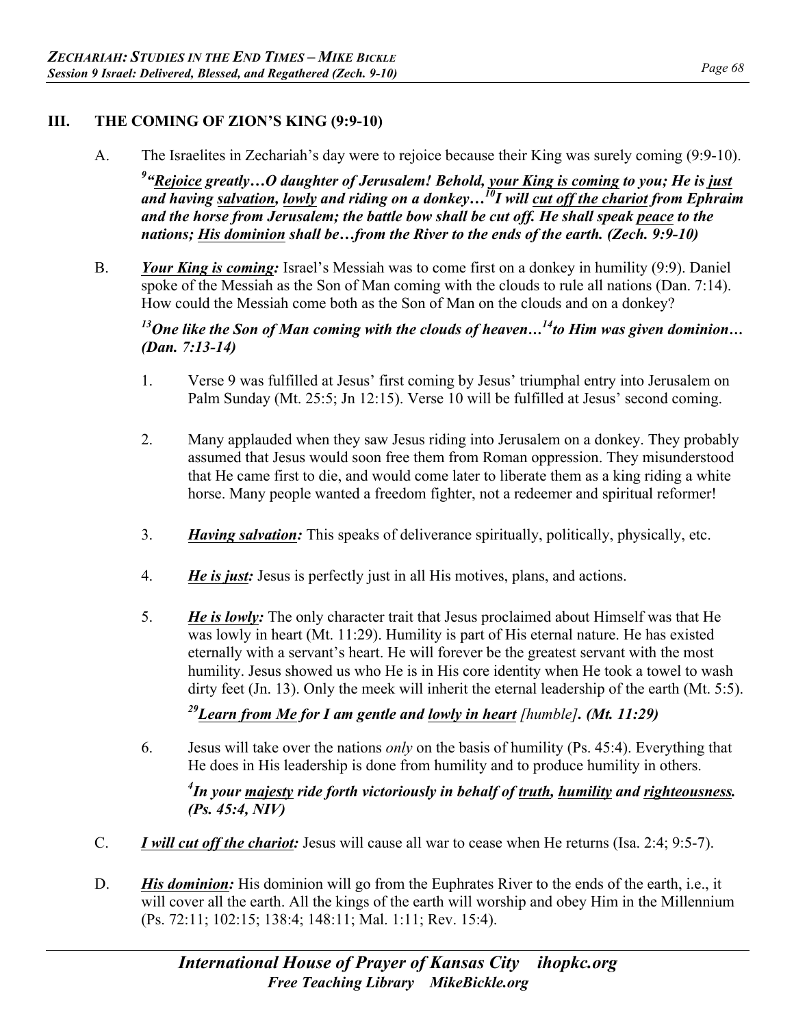## III. THE COMING OF ZION'S KING (9:9-10)

A. The Israelites in Zechariah's day were to rejoice because their King was surely coming (9:9-10).

***[9]"Rejoice greatly…O daughter of Jerusalem! Behold, your King is coming to you; He is just and having salvation, lowly and riding on a donkey…[10]I will cut off the chariot from Ephraim and the horse from Jerusalem; the battle bow shall be cut off. He shall speak peace to the nations; His dominion shall be…from the River to the ends of the earth. (Zech. 9:9-10)***

B. ***Your King is coming:*** Israel's Messiah was to come first on a donkey in humility (9:9). Daniel spoke of the Messiah as the Son of Man coming with the clouds to rule all nations (Dan. 7:14). How could the Messiah come both as the Son of Man on the clouds and on a donkey?

***[13]One like the Son of Man coming with the clouds of heaven…[14]to Him was given dominion… (Dan. 7:13-14)***

1. Verse 9 was fulfilled at Jesus' first coming by Jesus' triumphal entry into Jerusalem on Palm Sunday (Mt. 25:5; Jn 12:15). Verse 10 will be fulfilled at Jesus' second coming.

2. Many applauded when they saw Jesus riding into Jerusalem on a donkey. They probably assumed that Jesus would soon free them from Roman oppression. They misunderstood that He came first to die, and would come later to liberate them as a king riding a white horse. Many people wanted a freedom fighter, not a redeemer and spiritual reformer!

3. ***Having salvation:*** This speaks of deliverance spiritually, politically, physically, etc.

4. ***He is just:*** Jesus is perfectly just in all His motives, plans, and actions.

5. ***He is lowly:*** The only character trait that Jesus proclaimed about Himself was that He was lowly in heart (Mt. 11:29). Humility is part of His eternal nature. He has existed eternally with a servant's heart. He will forever be the greatest servant with the most humility. Jesus showed us who He is in His core identity when He took a towel to wash dirty feet (Jn. 13). Only the meek will inherit the eternal leadership of the earth (Mt. 5:5).

   ***[29]Learn from Me for I am gentle and lowly in heart [humble]. (Mt. 11:29)***

6. Jesus will take over the nations *only* on the basis of humility (Ps. 45:4). Everything that He does in His leadership is done from humility and to produce humility in others.

   ***[4]In your majesty ride forth victoriously in behalf of truth, humility and righteousness. (Ps. 45:4, NIV)***

C. ***I will cut off the chariot:*** Jesus will cause all war to cease when He returns (Isa. 2:4; 9:5-7).

D. ***His dominion:*** His dominion will go from the Euphrates River to the ends of the earth, i.e., it will cover all the earth. All the kings of the earth will worship and obey Him in the Millennium (Ps. 72:11; 102:15; 138:4; 148:11; Mal. 1:11; Rev. 15:4).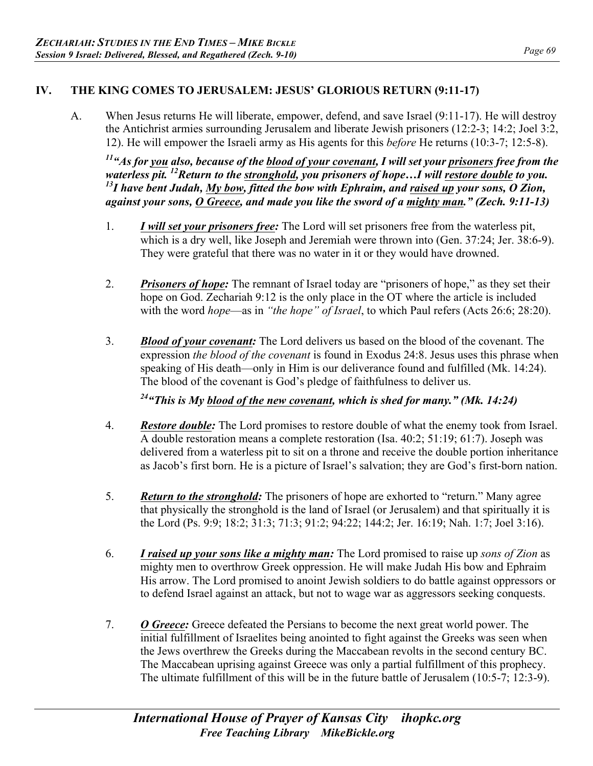## IV. THE KING COMES TO JERUSALEM: JESUS' GLORIOUS RETURN (9:11-17)

A. When Jesus returns He will liberate, empower, defend, and save Israel (9:11-17). He will destroy the Antichrist armies surrounding Jerusalem and liberate Jewish prisoners (12:2-3; 14:2; Joel 3:2, 12). He will empower the Israeli army as His agents for this *before* He returns (10:3-7; 12:5-8).

***[11]"As for <u>you</u> also, because of the <u>blood of your covenant</u>, I will set your <u>prisoners</u> free from the waterless pit. [12]Return to the <u>stronghold</u>, you prisoners of hope…I will <u>restore double</u> to you. [13]I have bent Judah, <u>My bow</u>, fitted the bow with Ephraim, and <u>raised up</u> your sons, O Zion, against your sons, <u>O Greece</u>, and made you like the sword of a <u>mighty man</u>." (Zech. 9:11-13)***

1. ***<u>I will set your prisoners free</u>:*** The Lord will set prisoners free from the waterless pit, which is a dry well, like Joseph and Jeremiah were thrown into (Gen. 37:24; Jer. 38:6-9). They were grateful that there was no water in it or they would have drowned.

2. ***<u>Prisoners of hope</u>:*** The remnant of Israel today are "prisoners of hope," as they set their hope on God. Zechariah 9:12 is the only place in the OT where the article is included with the word *hope*—as in *"the hope" of Israel*, to which Paul refers (Acts 26:6; 28:20).

3. ***<u>Blood of your covenant</u>:*** The Lord delivers us based on the blood of the covenant. The expression *the blood of the covenant* is found in Exodus 24:8. Jesus uses this phrase when speaking of His death—only in Him is our deliverance found and fulfilled (Mk. 14:24). The blood of the covenant is God's pledge of faithfulness to deliver us.

   ***[24]"This is My <u>blood of the new covenant</u>, which is shed for many." (Mk. 14:24)***

4. ***<u>Restore double</u>:*** The Lord promises to restore double of what the enemy took from Israel. A double restoration means a complete restoration (Isa. 40:2; 51:19; 61:7). Joseph was delivered from a waterless pit to sit on a throne and receive the double portion inheritance as Jacob's first born. He is a picture of Israel's salvation; they are God's first-born nation.

5. ***<u>Return to the stronghold</u>:*** The prisoners of hope are exhorted to "return." Many agree that physically the stronghold is the land of Israel (or Jerusalem) and that spiritually it is the Lord (Ps. 9:9; 18:2; 31:3; 71:3; 91:2; 94:22; 144:2; Jer. 16:19; Nah. 1:7; Joel 3:16).

6. ***<u>I raised up your sons like a mighty man</u>:*** The Lord promised to raise up *sons of Zion* as mighty men to overthrow Greek oppression. He will make Judah His bow and Ephraim His arrow. The Lord promised to anoint Jewish soldiers to do battle against oppressors or to defend Israel against an attack, but not to wage war as aggressors seeking conquests.

7. ***<u>O Greece</u>:*** Greece defeated the Persians to become the next great world power. The initial fulfillment of Israelites being anointed to fight against the Greeks was seen when the Jews overthrew the Greeks during the Maccabean revolts in the second century BC. The Maccabean uprising against Greece was only a partial fulfillment of this prophecy. The ultimate fulfillment of this will be in the future battle of Jerusalem (10:5-7; 12:3-9).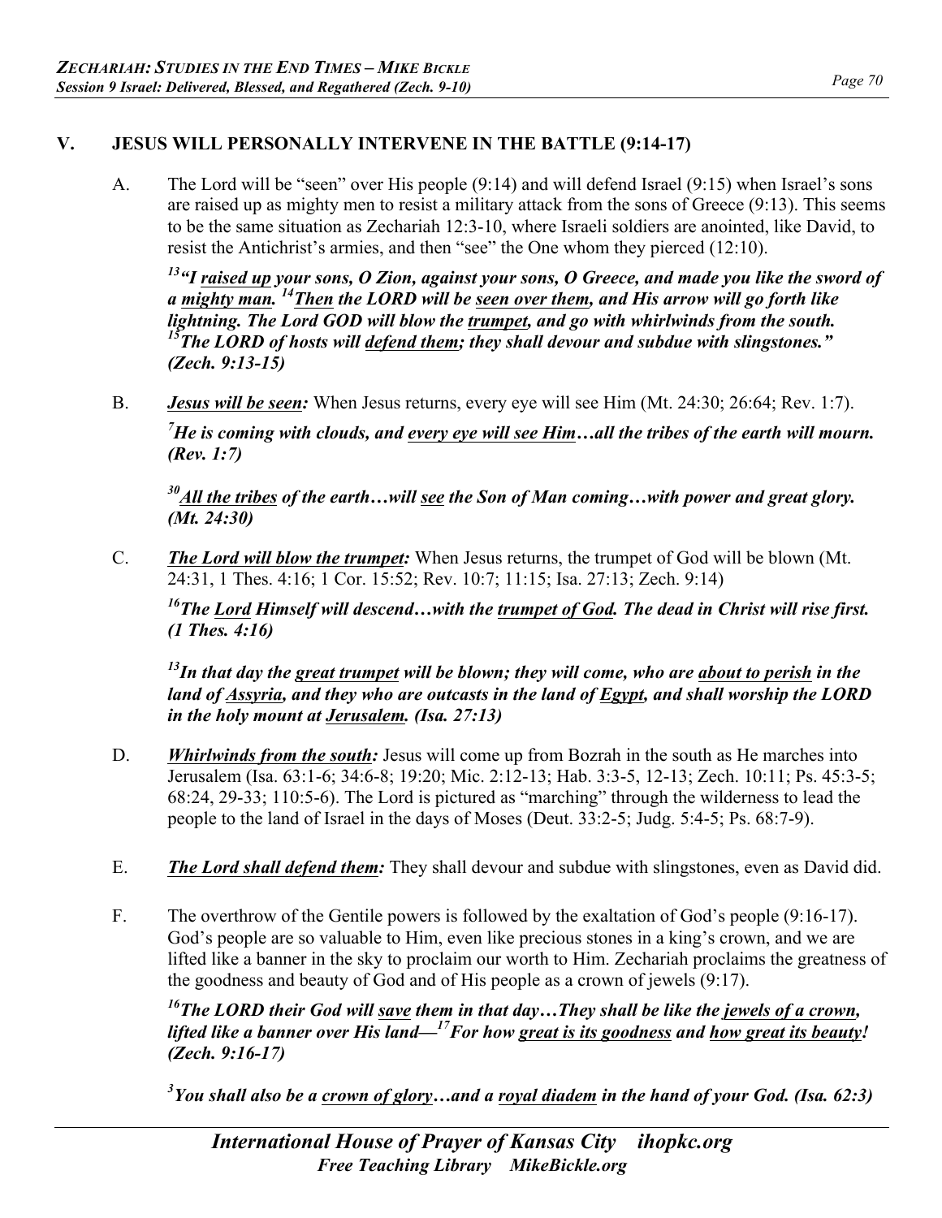## V. JESUS WILL PERSONALLY INTERVENE IN THE BATTLE (9:14-17)

A. The Lord will be "seen" over His people (9:14) and will defend Israel (9:15) when Israel's sons are raised up as mighty men to resist a military attack from the sons of Greece (9:13). This seems to be the same situation as Zechariah 12:3-10, where Israeli soldiers are anointed, like David, to resist the Antichrist's armies, and then "see" the One whom they pierced (12:10).

***[13]"I raised up your sons, O Zion, against your sons, O Greece, and made you like the sword of a mighty man. [14]Then the LORD will be seen over them, and His arrow will go forth like lightning. The Lord GOD will blow the trumpet, and go with whirlwinds from the south. [15]The LORD of hosts will defend them; they shall devour and subdue with slingstones." (Zech. 9:13-15)***

B. ***Jesus will be seen:*** When Jesus returns, every eye will see Him (Mt. 24:30; 26:64; Rev. 1:7).

***[7]He is coming with clouds, and every eye will see Him…all the tribes of the earth will mourn. (Rev. 1:7)***

***[30]All the tribes of the earth…will see the Son of Man coming…with power and great glory. (Mt. 24:30)***

C. ***The Lord will blow the trumpet:*** When Jesus returns, the trumpet of God will be blown (Mt. 24:31, 1 Thes. 4:16; 1 Cor. 15:52; Rev. 10:7; 11:15; Isa. 27:13; Zech. 9:14)

***[16]The Lord Himself will descend…with the trumpet of God. The dead in Christ will rise first. (1 Thes. 4:16)***

***[13]In that day the great trumpet will be blown; they will come, who are about to perish in the land of Assyria, and they who are outcasts in the land of Egypt, and shall worship the LORD in the holy mount at Jerusalem. (Isa. 27:13)***

D. ***Whirlwinds from the south:*** Jesus will come up from Bozrah in the south as He marches into Jerusalem (Isa. 63:1-6; 34:6-8; 19:20; Mic. 2:12-13; Hab. 3:3-5, 12-13; Zech. 10:11; Ps. 45:3-5; 68:24, 29-33; 110:5-6). The Lord is pictured as "marching" through the wilderness to lead the people to the land of Israel in the days of Moses (Deut. 33:2-5; Judg. 5:4-5; Ps. 68:7-9).

E. ***The Lord shall defend them:*** They shall devour and subdue with slingstones, even as David did.

F. The overthrow of the Gentile powers is followed by the exaltation of God's people (9:16-17). God's people are so valuable to Him, even like precious stones in a king's crown, and we are lifted like a banner in the sky to proclaim our worth to Him. Zechariah proclaims the greatness of the goodness and beauty of God and of His people as a crown of jewels (9:17).

***[16]The LORD their God will save them in that day…They shall be like the jewels of a crown, lifted like a banner over His land—[17]For how great is its goodness and how great its beauty! (Zech. 9:16-17)***

***[3]You shall also be a crown of glory…and a royal diadem in the hand of your God. (Isa. 62:3)***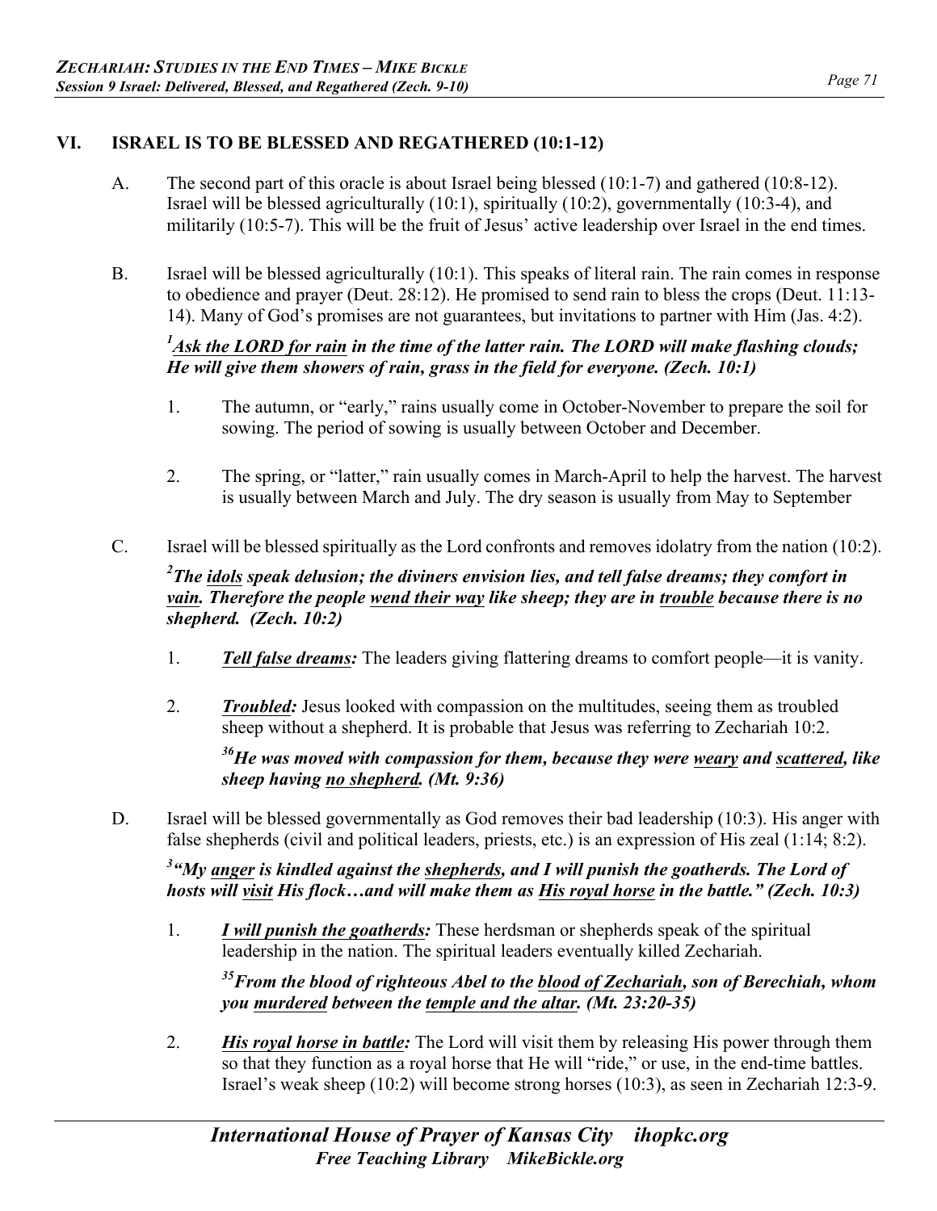## VI. ISRAEL IS TO BE BLESSED AND REGATHERED (10:1-12)

A. The second part of this oracle is about Israel being blessed (10:1-7) and gathered (10:8-12). Israel will be blessed agriculturally (10:1), spiritually (10:2), governmentally (10:3-4), and militarily (10:5-7). This will be the fruit of Jesus' active leadership over Israel in the end times.

B. Israel will be blessed agriculturally (10:1). This speaks of literal rain. The rain comes in response to obedience and prayer (Deut. 28:12). He promised to send rain to bless the crops (Deut. 11:13-14). Many of God's promises are not guarantees, but invitations to partner with Him (Jas. 4:2).

***[1]<u>Ask the LORD for rain</u> in the time of the latter rain. The LORD will make flashing clouds; He will give them showers of rain, grass in the field for everyone. (Zech. 10:1)***

1. The autumn, or "early," rains usually come in October-November to prepare the soil for sowing. The period of sowing is usually between October and December.

2. The spring, or "latter," rain usually comes in March-April to help the harvest. The harvest is usually between March and July. The dry season is usually from May to September

C. Israel will be blessed spiritually as the Lord confronts and removes idolatry from the nation (10:2).

***[2]The <u>idols</u> speak delusion; the diviners envision lies, and tell false dreams; they comfort in <u>vain</u>. Therefore the people <u>wend their way</u> like sheep; they are in <u>trouble</u> because there is no shepherd. (Zech. 10:2)***

1. ***<u>Tell false dreams</u>:*** The leaders giving flattering dreams to comfort people—it is vanity.

2. ***<u>Troubled</u>:*** Jesus looked with compassion on the multitudes, seeing them as troubled sheep without a shepherd. It is probable that Jesus was referring to Zechariah 10:2.

   ***[36]He was moved with compassion for them, because they were <u>weary</u> and <u>scattered</u>, like sheep having <u>no shepherd</u>. (Mt. 9:36)***

D. Israel will be blessed governmentally as God removes their bad leadership (10:3). His anger with false shepherds (civil and political leaders, priests, etc.) is an expression of His zeal (1:14; 8:2).

***[3]"My <u>anger</u> is kindled against the <u>shepherds</u>, and I will punish the goatherds. The Lord of hosts will <u>visit</u> His flock…and will make them as <u>His royal horse</u> in the battle." (Zech. 10:3)***

1. ***<u>I will punish the goatherds</u>:*** These herdsman or shepherds speak of the spiritual leadership in the nation. The spiritual leaders eventually killed Zechariah.

   ***[35]From the blood of righteous Abel to the <u>blood of Zechariah</u>, son of Berechiah, whom you <u>murdered</u> between the <u>temple and the altar</u>. (Mt. 23:20-35)***

2. ***<u>His royal horse in battle</u>:*** The Lord will visit them by releasing His power through them so that they function as a royal horse that He will "ride," or use, in the end-time battles. Israel's weak sheep (10:2) will become strong horses (10:3), as seen in Zechariah 12:3-9.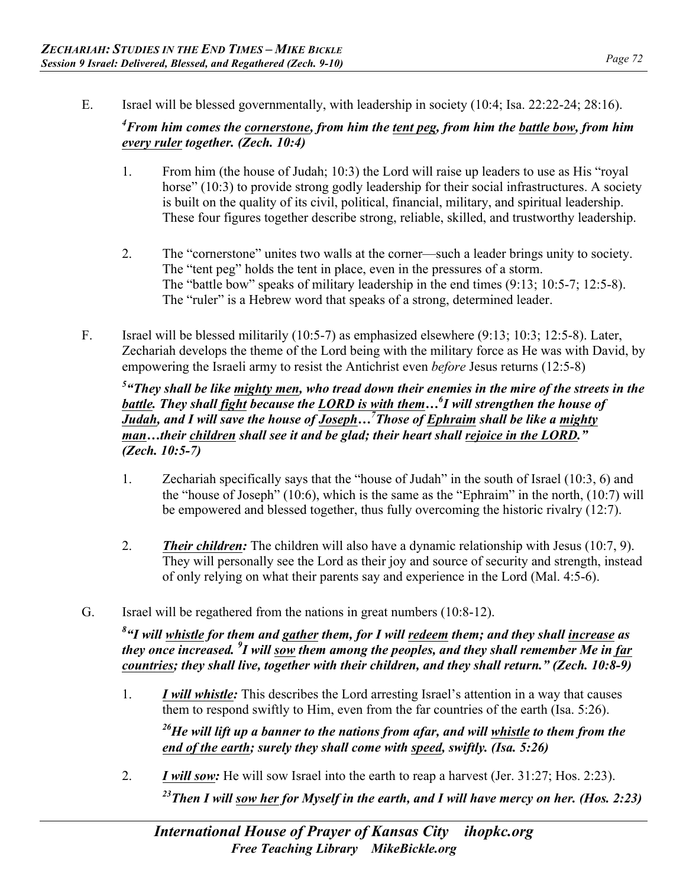E. Israel will be blessed governmentally, with leadership in society (10:4; Isa. 22:22-24; 28:16).

***[4]From him comes the <u>cornerstone</u>, from him the <u>tent peg</u>, from him the <u>battle bow</u>, from him <u>every ruler</u> together. (Zech. 10:4)***

1. From him (the house of Judah; 10:3) the Lord will raise up leaders to use as His "royal horse" (10:3) to provide strong godly leadership for their social infrastructures. A society is built on the quality of its civil, political, financial, military, and spiritual leadership. These four figures together describe strong, reliable, skilled, and trustworthy leadership.

2. The "cornerstone" unites two walls at the corner—such a leader brings unity to society. The "tent peg" holds the tent in place, even in the pressures of a storm. The "battle bow" speaks of military leadership in the end times (9:13; 10:5-7; 12:5-8). The "ruler" is a Hebrew word that speaks of a strong, determined leader.

F. Israel will be blessed militarily (10:5-7) as emphasized elsewhere (9:13; 10:3; 12:5-8). Later, Zechariah develops the theme of the Lord being with the military force as He was with David, by empowering the Israeli army to resist the Antichrist even *before* Jesus returns (12:5-8)

***[5]"They shall be like <u>mighty men</u>, who tread down their enemies in the mire of the streets in the <u>battle</u>. They shall <u>fight</u> because the <u>LORD is with them</u>…[6]I will strengthen the house of <u>Judah</u>, and I will save the house of <u>Joseph</u>…[7]Those of <u>Ephraim</u> shall be like a <u>mighty man</u>…their <u>children</u> shall see it and be glad; their heart shall <u>rejoice in the LORD</u>." (Zech. 10:5-7)***

1. Zechariah specifically says that the "house of Judah" in the south of Israel (10:3, 6) and the "house of Joseph" (10:6), which is the same as the "Ephraim" in the north, (10:7) will be empowered and blessed together, thus fully overcoming the historic rivalry (12:7).

2. ***<u>Their children</u>:*** The children will also have a dynamic relationship with Jesus (10:7, 9). They will personally see the Lord as their joy and source of security and strength, instead of only relying on what their parents say and experience in the Lord (Mal. 4:5-6).

G. Israel will be regathered from the nations in great numbers (10:8-12).

***[8]"I will <u>whistle</u> for them and <u>gather</u> them, for I will <u>redeem</u> them; and they shall <u>increase</u> as they once increased. [9]I will <u>sow</u> them among the peoples, and they shall remember Me in <u>far countries</u>; they shall live, together with their children, and they shall return." (Zech. 10:8-9)***

1. ***<u>I will whistle</u>:*** This describes the Lord arresting Israel's attention in a way that causes them to respond swiftly to Him, even from the far countries of the earth (Isa. 5:26).

   ***[26]He will lift up a banner to the nations from afar, and will <u>whistle</u> to them from the <u>end of the earth</u>; surely they shall come with <u>speed</u>, swiftly. (Isa. 5:26)***

2. ***<u>I will sow</u>:*** He will sow Israel into the earth to reap a harvest (Jer. 31:27; Hos. 2:23).

   ***[23]Then I will <u>sow her</u> for Myself in the earth, and I will have mercy on her. (Hos. 2:23)***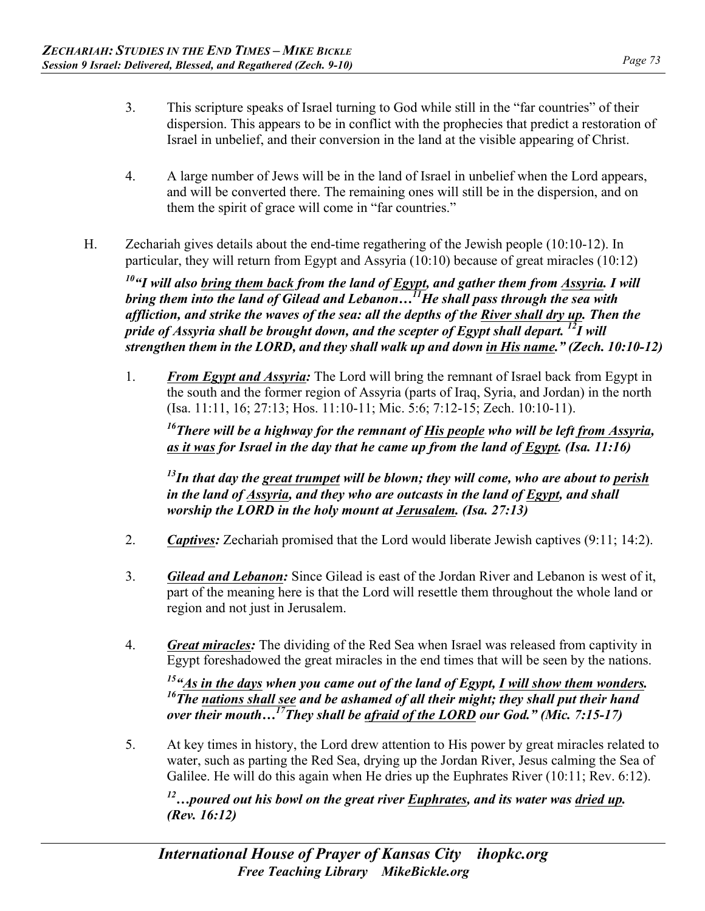3. This scripture speaks of Israel turning to God while still in the "far countries" of their dispersion. This appears to be in conflict with the prophecies that predict a restoration of Israel in unbelief, and their conversion in the land at the visible appearing of Christ.

4. A large number of Jews will be in the land of Israel in unbelief when the Lord appears, and will be converted there. The remaining ones will still be in the dispersion, and on them the spirit of grace will come in "far countries."

H. Zechariah gives details about the end-time regathering of the Jewish people (10:10-12). In particular, they will return from Egypt and Assyria (10:10) because of great miracles (10:12)

***[10]"I will also <u>bring them back</u> from the land of <u>Egypt</u>, and gather them from <u>Assyria</u>. I will bring them into the land of Gilead and Lebanon…[11]He shall pass through the sea with affliction, and strike the waves of the sea: all the depths of the <u>River shall dry up</u>. Then the pride of Assyria shall be brought down, and the scepter of Egypt shall depart. [12]I will strengthen them in the LORD, and they shall walk up and down <u>in His name</u>." (Zech. 10:10-12)***

1. ***<u>From Egypt and Assyria</u>:*** The Lord will bring the remnant of Israel back from Egypt in the south and the former region of Assyria (parts of Iraq, Syria, and Jordan) in the north (Isa. 11:11, 16; 27:13; Hos. 11:10-11; Mic. 5:6; 7:12-15; Zech. 10:10-11).

   ***[16]There will be a highway for the remnant of <u>His people</u> who will be left <u>from Assyria</u>, <u>as it was</u> for Israel in the day that he came up from the land of <u>Egypt</u>. (Isa. 11:16)***

   ***[13]In that day the <u>great trumpet</u> will be blown; they will come, who are about to <u>perish</u> in the land of <u>Assyria</u>, and they who are outcasts in the land of <u>Egypt</u>, and shall worship the LORD in the holy mount at <u>Jerusalem</u>. (Isa. 27:13)***

2. ***<u>Captives</u>:*** Zechariah promised that the Lord would liberate Jewish captives (9:11; 14:2).

3. ***<u>Gilead and Lebanon</u>:*** Since Gilead is east of the Jordan River and Lebanon is west of it, part of the meaning here is that the Lord will resettle them throughout the whole land or region and not just in Jerusalem.

4. ***<u>Great miracles</u>:*** The dividing of the Red Sea when Israel was released from captivity in Egypt foreshadowed the great miracles in the end times that will be seen by the nations.

   ***[15]"<u>As in the days</u> when you came out of the land of Egypt, <u>I will show them wonders</u>. [16]The <u>nations shall see</u> and be ashamed of all their might; they shall put their hand over their mouth…[17]They shall be <u>afraid of the LORD</u> our God." (Mic. 7:15-17)***

5. At key times in history, the Lord drew attention to His power by great miracles related to water, such as parting the Red Sea, drying up the Jordan River, Jesus calming the Sea of Galilee. He will do this again when He dries up the Euphrates River (10:11; Rev. 6:12).

   ***[12]…poured out his bowl on the great river <u>Euphrates</u>, and its water was <u>dried up</u>. (Rev. 16:12)***